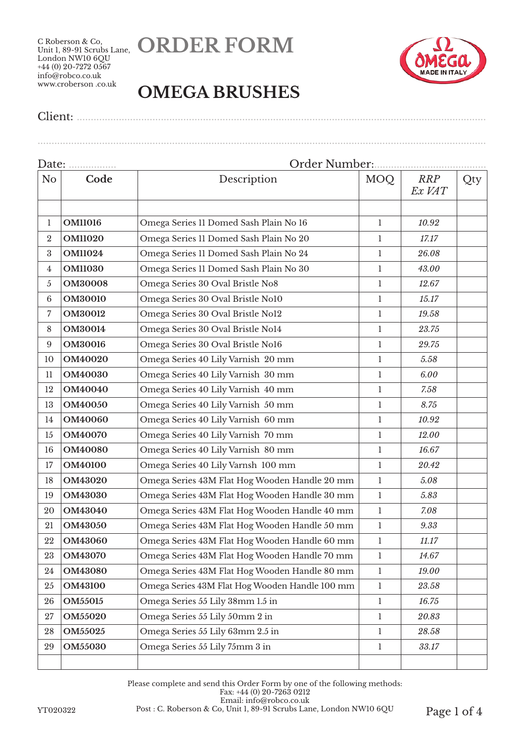C Roberson & Co,
Unit 1, 89-91 Scrubs Lane,
London NW10 6QU
+44 (0) 20-7272 0567
info@robco.co.uk
www.croberson .co.uk

# ORDER FORM

# OMEGA BRUSHES

Client: ..............................................................................................................................

..............................................................................................................................

Date: ................. Order Number:......................................

| No | Code | Description | MOQ | *RRP Ex VAT* | Qty |
|---|---|---|---|---|---|
| | | | | | |
| 1 | **OM11016** | Omega Series 11 Domed Sash Plain No 16 | 1 | *10.92* | |
| 2 | **OM11020** | Omega Series 11 Domed Sash Plain No 20 | 1 | *17.17* | |
| 3 | **OM11024** | Omega Series 11 Domed Sash Plain No 24 | 1 | *26.08* | |
| 4 | **OM11030** | Omega Series 11 Domed Sash Plain No 30 | 1 | *43.00* | |
| 5 | **OM30008** | Omega Series 30 Oval Bristle No8 | 1 | *12.67* | |
| 6 | **OM30010** | Omega Series 30 Oval Bristle No10 | 1 | *15.17* | |
| 7 | **OM30012** | Omega Series 30 Oval Bristle No12 | 1 | *19.58* | |
| 8 | **OM30014** | Omega Series 30 Oval Bristle No14 | 1 | *23.75* | |
| 9 | **OM30016** | Omega Series 30 Oval Bristle No16 | 1 | *29.75* | |
| 10 | **OM40020** | Omega Series 40 Lily Varnish 20 mm | 1 | *5.58* | |
| 11 | **OM40030** | Omega Series 40 Lily Varnish 30 mm | 1 | *6.00* | |
| 12 | **OM40040** | Omega Series 40 Lily Varnish 40 mm | 1 | *7.58* | |
| 13 | **OM40050** | Omega Series 40 Lily Varnish 50 mm | 1 | *8.75* | |
| 14 | **OM40060** | Omega Series 40 Lily Varnish 60 mm | 1 | *10.92* | |
| 15 | **OM40070** | Omega Series 40 Lily Varnish 70 mm | 1 | *12.00* | |
| 16 | **OM40080** | Omega Series 40 Lily Varnish 80 mm | 1 | *16.67* | |
| 17 | **OM40100** | Omega Series 40 Lily Varnsh 100 mm | 1 | *20.42* | |
| 18 | **OM43020** | Omega Series 43M Flat Hog Wooden Handle 20 mm | 1 | *5.08* | |
| 19 | **OM43030** | Omega Series 43M Flat Hog Wooden Handle 30 mm | 1 | *5.83* | |
| 20 | **OM43040** | Omega Series 43M Flat Hog Wooden Handle 40 mm | 1 | *7.08* | |
| 21 | **OM43050** | Omega Series 43M Flat Hog Wooden Handle 50 mm | 1 | *9.33* | |
| 22 | **OM43060** | Omega Series 43M Flat Hog Wooden Handle 60 mm | 1 | *11.17* | |
| 23 | **OM43070** | Omega Series 43M Flat Hog Wooden Handle 70 mm | 1 | *14.67* | |
| 24 | **OM43080** | Omega Series 43M Flat Hog Wooden Handle 80 mm | 1 | *19.00* | |
| 25 | **OM43100** | Omega Series 43M Flat Hog Wooden Handle 100 mm | 1 | *23.58* | |
| 26 | **OM55015** | Omega Series 55 Lily 38mm 1.5 in | 1 | *16.75* | |
| 27 | **OM55020** | Omega Series 55 Lily 50mm 2 in | 1 | *20.83* | |
| 28 | **OM55025** | Omega Series 55 Lily 63mm 2.5 in | 1 | *28.58* | |
| 29 | **OM55030** | Omega Series 55 Lily 75mm 3 in | 1 | *33.17* | |
| | | | | | |

Please complete and send this Order Form by one of the following methods:
Fax: +44 (0) 20-7263 0212
Email: info@robco.co.uk
Post : C. Roberson & Co, Unit 1, 89-91 Scrubs Lane, London NW10 6QU

YT020322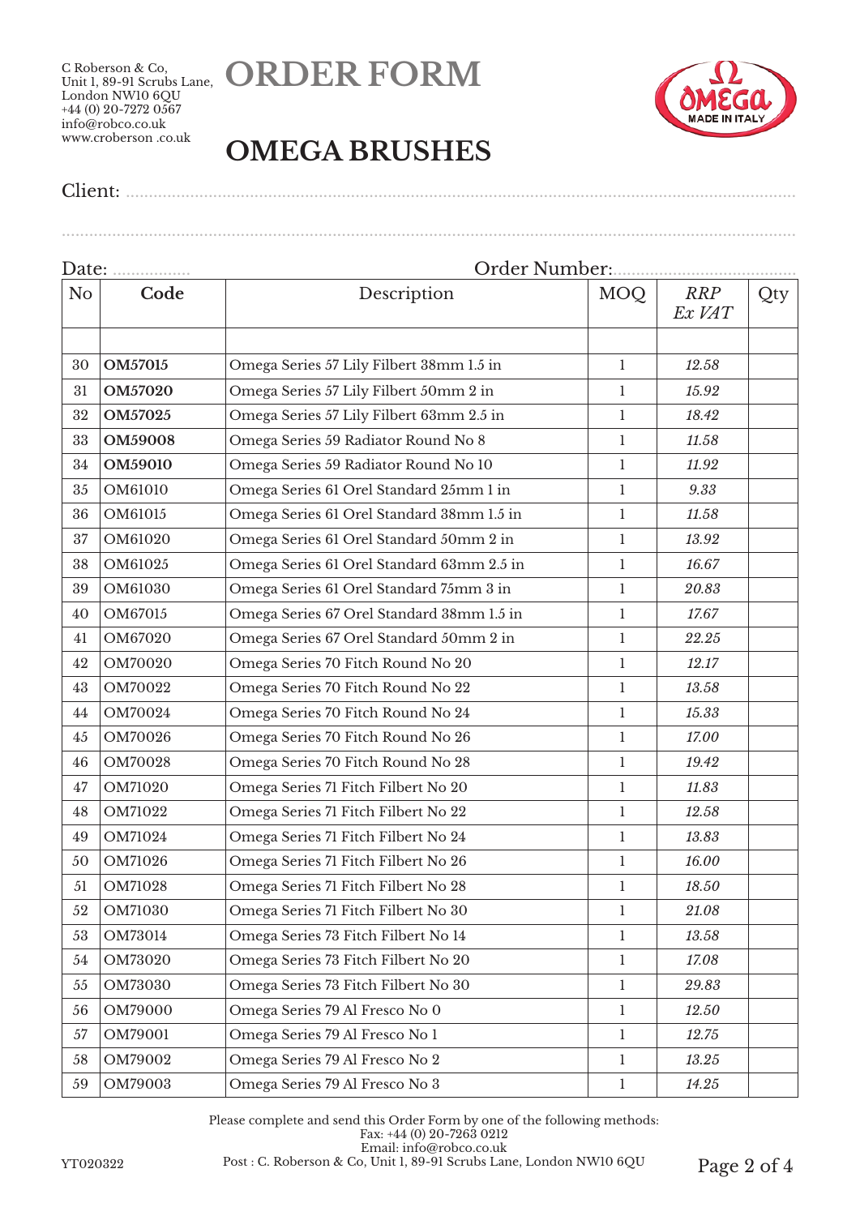C Roberson & Co,
Unit 1, 89-91 Scrubs Lane,
London NW10 6QU
+44 (0) 20-7272 0567
info@robco.co.uk
www.croberson .co.uk

# ORDER FORM

## OMEGA BRUSHES

Client: ..........................................................................................................................................

..........................................................................................................................................

Date: ................ Order Number:......................................

| No | Code | Description | MOQ | *RRP Ex VAT* | Qty |
|---|---|---|---|---|---|
| | | | | | |
| 30 | **OM57015** | Omega Series 57 Lily Filbert 38mm 1.5 in | 1 | *12.58* | |
| 31 | **OM57020** | Omega Series 57 Lily Filbert 50mm 2 in | 1 | *15.92* | |
| 32 | **OM57025** | Omega Series 57 Lily Filbert 63mm 2.5 in | 1 | *18.42* | |
| 33 | **OM59008** | Omega Series 59 Radiator Round No 8 | 1 | *11.58* | |
| 34 | **OM59010** | Omega Series 59 Radiator Round No 10 | 1 | *11.92* | |
| 35 | OM61010 | Omega Series 61 Orel Standard 25mm 1 in | 1 | *9.33* | |
| 36 | OM61015 | Omega Series 61 Orel Standard 38mm 1.5 in | 1 | *11.58* | |
| 37 | OM61020 | Omega Series 61 Orel Standard 50mm 2 in | 1 | *13.92* | |
| 38 | OM61025 | Omega Series 61 Orel Standard 63mm 2.5 in | 1 | *16.67* | |
| 39 | OM61030 | Omega Series 61 Orel Standard 75mm 3 in | 1 | *20.83* | |
| 40 | OM67015 | Omega Series 67 Orel Standard 38mm 1.5 in | 1 | *17.67* | |
| 41 | OM67020 | Omega Series 67 Orel Standard 50mm 2 in | 1 | *22.25* | |
| 42 | OM70020 | Omega Series 70 Fitch Round No 20 | 1 | *12.17* | |
| 43 | OM70022 | Omega Series 70 Fitch Round No 22 | 1 | *13.58* | |
| 44 | OM70024 | Omega Series 70 Fitch Round No 24 | 1 | *15.33* | |
| 45 | OM70026 | Omega Series 70 Fitch Round No 26 | 1 | *17.00* | |
| 46 | OM70028 | Omega Series 70 Fitch Round No 28 | 1 | *19.42* | |
| 47 | OM71020 | Omega Series 71 Fitch Filbert No 20 | 1 | *11.83* | |
| 48 | OM71022 | Omega Series 71 Fitch Filbert No 22 | 1 | *12.58* | |
| 49 | OM71024 | Omega Series 71 Fitch Filbert No 24 | 1 | *13.83* | |
| 50 | OM71026 | Omega Series 71 Fitch Filbert No 26 | 1 | *16.00* | |
| 51 | OM71028 | Omega Series 71 Fitch Filbert No 28 | 1 | *18.50* | |
| 52 | OM71030 | Omega Series 71 Fitch Filbert No 30 | 1 | *21.08* | |
| 53 | OM73014 | Omega Series 73 Fitch Filbert No 14 | 1 | *13.58* | |
| 54 | OM73020 | Omega Series 73 Fitch Filbert No 20 | 1 | *17.08* | |
| 55 | OM73030 | Omega Series 73 Fitch Filbert No 30 | 1 | *29.83* | |
| 56 | OM79000 | Omega Series 79 Al Fresco No 0 | 1 | *12.50* | |
| 57 | OM79001 | Omega Series 79 Al Fresco No 1 | 1 | *12.75* | |
| 58 | OM79002 | Omega Series 79 Al Fresco No 2 | 1 | *13.25* | |
| 59 | OM79003 | Omega Series 79 Al Fresco No 3 | 1 | *14.25* | |

Please complete and send this Order Form by one of the following methods:
Fax: +44 (0) 20-7263 0212
Email: info@robco.co.uk
Post : C. Roberson & Co, Unit 1, 89-91 Scrubs Lane, London NW10 6QU

YT020322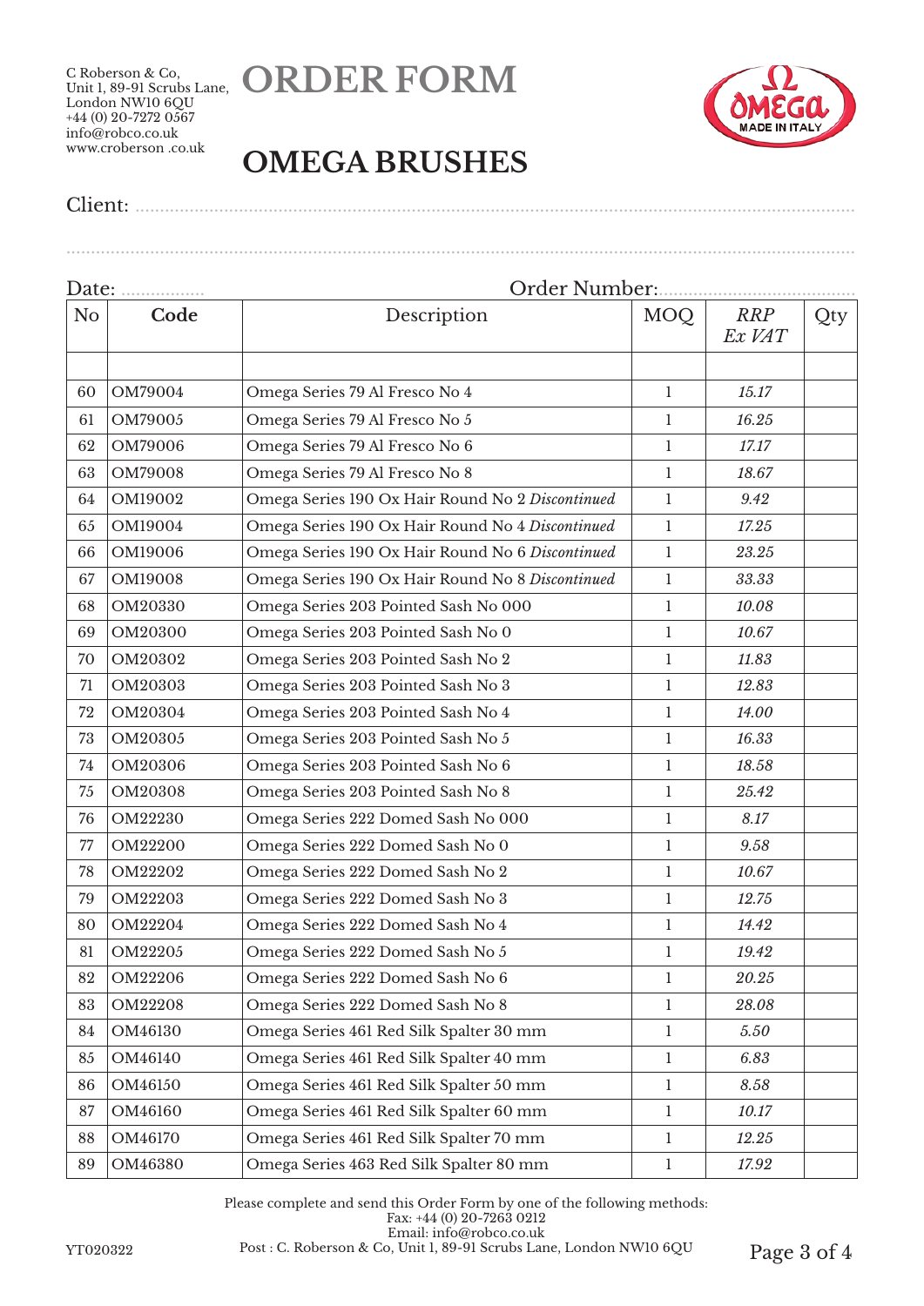C Roberson & Co,
Unit 1, 89-91 Scrubs Lane,
London NW10 6QU
+44 (0) 20-7272 0567
info@robco.co.uk
www.croberson .co.uk

# ORDER FORM

# OMEGA BRUSHES

Client: ..........................................................................................................................................

..........................................................................................................................................................

Date: ................ Order Number:.......................................

| No | Code | Description | MOQ | *RRP Ex VAT* | Qty |
|---|---|---|---|---|---|
| | | | | | |
| 60 | OM79004 | Omega Series 79 Al Fresco No 4 | 1 | *15.17* | |
| 61 | OM79005 | Omega Series 79 Al Fresco No 5 | 1 | *16.25* | |
| 62 | OM79006 | Omega Series 79 Al Fresco No 6 | 1 | *17.17* | |
| 63 | OM79008 | Omega Series 79 Al Fresco No 8 | 1 | *18.67* | |
| 64 | OM19002 | Omega Series 190 Ox Hair Round No 2 *Discontinued* | 1 | *9.42* | |
| 65 | OM19004 | Omega Series 190 Ox Hair Round No 4 *Discontinued* | 1 | *17.25* | |
| 66 | OM19006 | Omega Series 190 Ox Hair Round No 6 *Discontinued* | 1 | *23.25* | |
| 67 | OM19008 | Omega Series 190 Ox Hair Round No 8 *Discontinued* | 1 | *33.33* | |
| 68 | OM20330 | Omega Series 203 Pointed Sash No 000 | 1 | *10.08* | |
| 69 | OM20300 | Omega Series 203 Pointed Sash No 0 | 1 | *10.67* | |
| 70 | OM20302 | Omega Series 203 Pointed Sash No 2 | 1 | *11.83* | |
| 71 | OM20303 | Omega Series 203 Pointed Sash No 3 | 1 | *12.83* | |
| 72 | OM20304 | Omega Series 203 Pointed Sash No 4 | 1 | *14.00* | |
| 73 | OM20305 | Omega Series 203 Pointed Sash No 5 | 1 | *16.33* | |
| 74 | OM20306 | Omega Series 203 Pointed Sash No 6 | 1 | *18.58* | |
| 75 | OM20308 | Omega Series 203 Pointed Sash No 8 | 1 | *25.42* | |
| 76 | OM22230 | Omega Series 222 Domed Sash No 000 | 1 | *8.17* | |
| 77 | OM22200 | Omega Series 222 Domed Sash No 0 | 1 | *9.58* | |
| 78 | OM22202 | Omega Series 222 Domed Sash No 2 | 1 | *10.67* | |
| 79 | OM22203 | Omega Series 222 Domed Sash No 3 | 1 | *12.75* | |
| 80 | OM22204 | Omega Series 222 Domed Sash No 4 | 1 | *14.42* | |
| 81 | OM22205 | Omega Series 222 Domed Sash No 5 | 1 | *19.42* | |
| 82 | OM22206 | Omega Series 222 Domed Sash No 6 | 1 | *20.25* | |
| 83 | OM22208 | Omega Series 222 Domed Sash No 8 | 1 | *28.08* | |
| 84 | OM46130 | Omega Series 461 Red Silk Spalter 30 mm | 1 | *5.50* | |
| 85 | OM46140 | Omega Series 461 Red Silk Spalter 40 mm | 1 | *6.83* | |
| 86 | OM46150 | Omega Series 461 Red Silk Spalter 50 mm | 1 | *8.58* | |
| 87 | OM46160 | Omega Series 461 Red Silk Spalter 60 mm | 1 | *10.17* | |
| 88 | OM46170 | Omega Series 461 Red Silk Spalter 70 mm | 1 | *12.25* | |
| 89 | OM46380 | Omega Series 463 Red Silk Spalter 80 mm | 1 | *17.92* | |

Please complete and send this Order Form by one of the following methods:
Fax: +44 (0) 20-7263 0212
Email: info@robco.co.uk
Post : C. Roberson & Co, Unit 1, 89-91 Scrubs Lane, London NW10 6QU

YT020322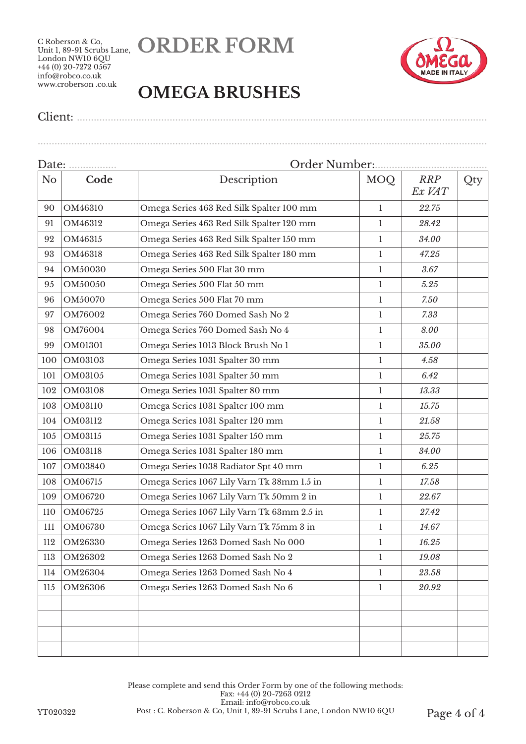C Roberson & Co,
Unit 1, 89-91 Scrubs Lane,
London NW10 6QU
+44 (0) 20-7272 0567
info@robco.co.uk
www.croberson .co.uk

# ORDER FORM

## OMEGA BRUSHES

Client: ........................................................................................................................................

........................................................................................................................................................

Date: ................. Order Number: ......................................

| No | Code | Description | MOQ | *RRP Ex VAT* | Qty |
|---|---|---|---|---|---|
| 90 | OM46310 | Omega Series 463 Red Silk Spalter 100 mm | 1 | *22.75* | |
| 91 | OM46312 | Omega Series 463 Red Silk Spalter 120 mm | 1 | *28.42* | |
| 92 | OM46315 | Omega Series 463 Red Silk Spalter 150 mm | 1 | *34.00* | |
| 93 | OM46318 | Omega Series 463 Red Silk Spalter 180 mm | 1 | *47.25* | |
| 94 | OM50030 | Omega Series 500 Flat 30 mm | 1 | *3.67* | |
| 95 | OM50050 | Omega Series 500 Flat 50 mm | 1 | *5.25* | |
| 96 | OM50070 | Omega Series 500 Flat 70 mm | 1 | *7.50* | |
| 97 | OM76002 | Omega Series 760 Domed Sash No 2 | 1 | *7.33* | |
| 98 | OM76004 | Omega Series 760 Domed Sash No 4 | 1 | *8.00* | |
| 99 | OM01301 | Omega Series 1013 Block Brush No 1 | 1 | *35.00* | |
| 100 | OM03103 | Omega Series 1031 Spalter 30 mm | 1 | *4.58* | |
| 101 | OM03105 | Omega Series 1031 Spalter 50 mm | 1 | *6.42* | |
| 102 | OM03108 | Omega Series 1031 Spalter 80 mm | 1 | *13.33* | |
| 103 | OM03110 | Omega Series 1031 Spalter 100 mm | 1 | *15.75* | |
| 104 | OM03112 | Omega Series 1031 Spalter 120 mm | 1 | *21.58* | |
| 105 | OM03115 | Omega Series 1031 Spalter 150 mm | 1 | *25.75* | |
| 106 | OM03118 | Omega Series 1031 Spalter 180 mm | 1 | *34.00* | |
| 107 | OM03840 | Omega Series 1038 Radiator Spt 40 mm | 1 | *6.25* | |
| 108 | OM06715 | Omega Series 1067 Lily Varn Tk 38mm 1.5 in | 1 | *17.58* | |
| 109 | OM06720 | Omega Series 1067 Lily Varn Tk 50mm 2 in | 1 | *22.67* | |
| 110 | OM06725 | Omega Series 1067 Lily Varn Tk 63mm 2.5 in | 1 | *27.42* | |
| 111 | OM06730 | Omega Series 1067 Lily Varn Tk 75mm 3 in | 1 | *14.67* | |
| 112 | OM26330 | Omega Series 1263 Domed Sash No 000 | 1 | *16.25* | |
| 113 | OM26302 | Omega Series 1263 Domed Sash No 2 | 1 | *19.08* | |
| 114 | OM26304 | Omega Series 1263 Domed Sash No 4 | 1 | *23.58* | |
| 115 | OM26306 | Omega Series 1263 Domed Sash No 6 | 1 | *20.92* | |
| | | | | | |
| | | | | | |
| | | | | | |
| | | | | | |

Please complete and send this Order Form by one of the following methods:
Fax: +44 (0) 20-7263 0212
Email: info@robco.co.uk
Post : C. Roberson & Co, Unit 1, 89-91 Scrubs Lane, London NW10 6QU

YT020322